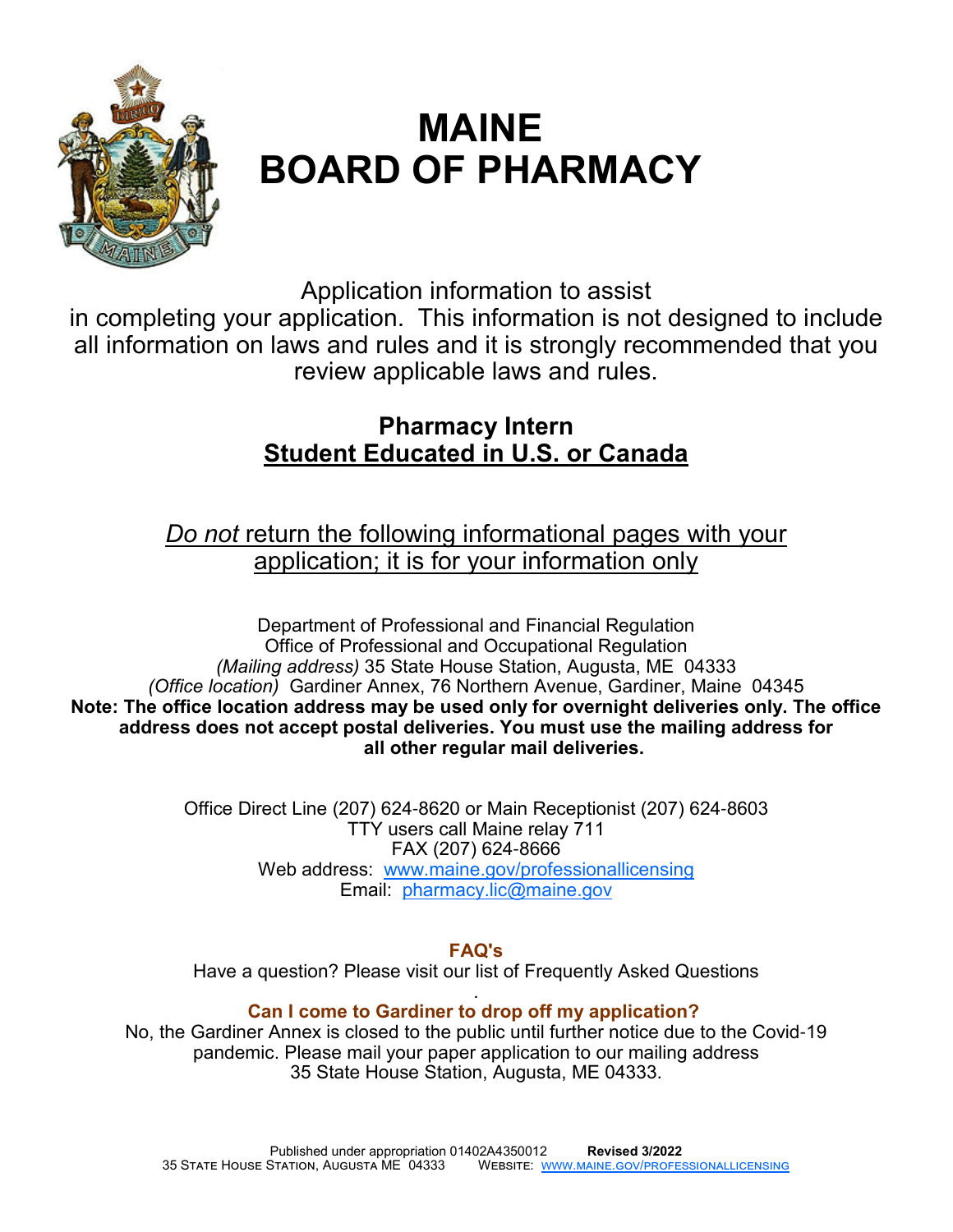# MAINE BOARD OF PHARMACY

Application information to assist in completing your application. This information is not designed to include all information on laws and rules and it is strongly recommended that you review applicable laws and rules.

## Pharmacy Intern
## Student Educated in U.S. or Canada

*Do not* return the following informational pages with your application; it is for your information only

Department of Professional and Financial Regulation
Office of Professional and Occupational Regulation
*(Mailing address)* 35 State House Station, Augusta, ME 04333
*(Office location)* Gardiner Annex, 76 Northern Avenue, Gardiner, Maine 04345

**Note: The office location address may be used only for overnight deliveries only. The office address does not accept postal deliveries. You must use the mailing address for all other regular mail deliveries.**

Office Direct Line (207) 624-8620 or Main Receptionist (207) 624-8603
TTY users call Maine relay 711
FAX (207) 624-8666
Web address: www.maine.gov/professionallicensing
Email: pharmacy.lic@maine.gov

**FAQ's**

Have a question? Please visit our list of Frequently Asked Questions

**Can I come to Gardiner to drop off my application?**

No, the Gardiner Annex is closed to the public until further notice due to the Covid-19 pandemic. Please mail your paper application to our mailing address 35 State House Station, Augusta, ME 04333.

Published under appropriation 01402A4350012 **Revised 3/2022**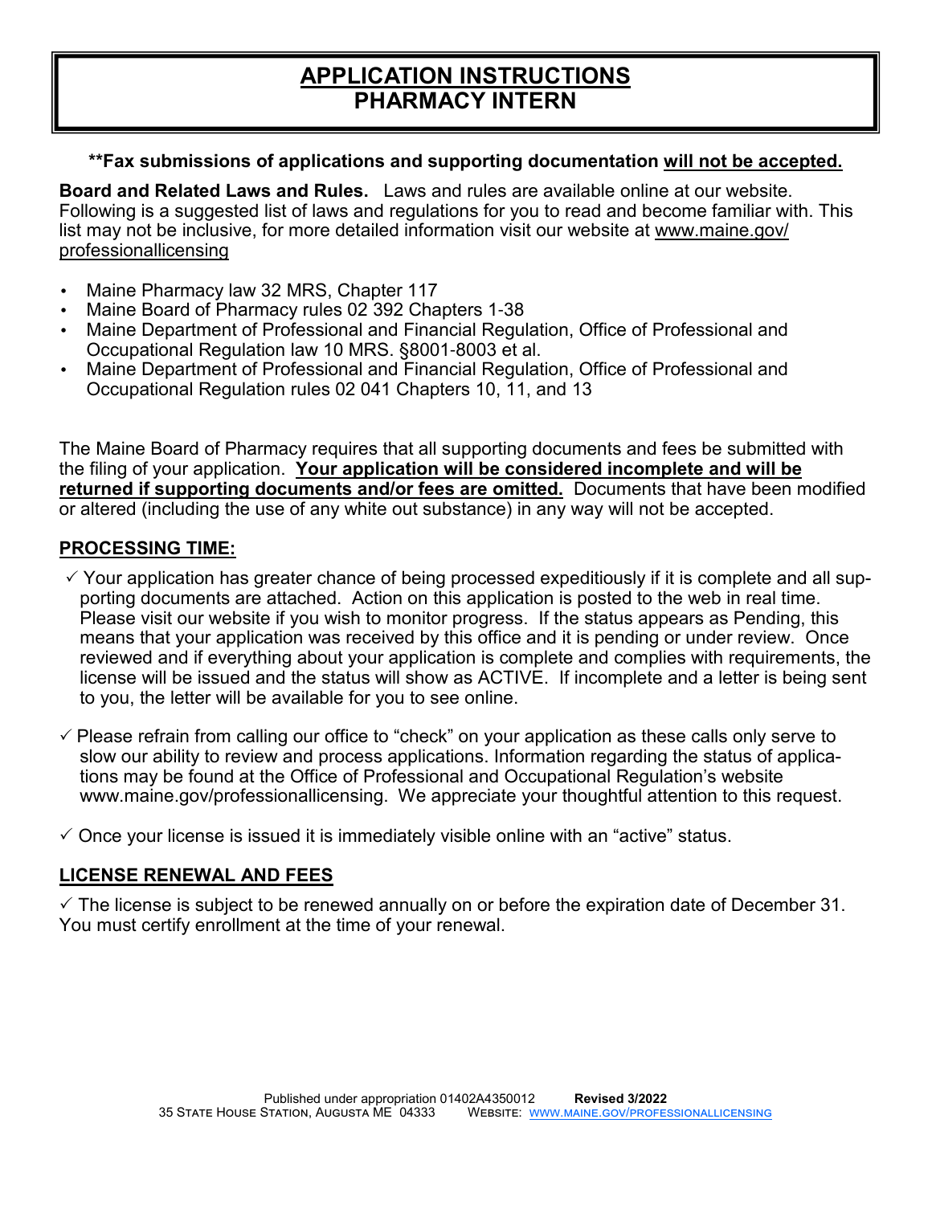# APPLICATION INSTRUCTIONS
# PHARMACY INTERN

**\*\*Fax submissions of applications and supporting documentation <u>will not be accepted.</u>**

**Board and Related Laws and Rules.** Laws and rules are available online at our website. Following is a suggested list of laws and regulations for you to read and become familiar with. This list may not be inclusive, for more detailed information visit our website at www.maine.gov/professionallicensing

- Maine Pharmacy law 32 MRS, Chapter 117
- Maine Board of Pharmacy rules 02 392 Chapters 1-38
- Maine Department of Professional and Financial Regulation, Office of Professional and Occupational Regulation law 10 MRS. §8001-8003 et al.
- Maine Department of Professional and Financial Regulation, Office of Professional and Occupational Regulation rules 02 041 Chapters 10, 11, and 13

The Maine Board of Pharmacy requires that all supporting documents and fees be submitted with the filing of your application. **<u>Your application will be considered incomplete and will be returned if supporting documents and/or fees are omitted.</u>** Documents that have been modified or altered (including the use of any white out substance) in any way will not be accepted.

## PROCESSING TIME:

✓ Your application has greater chance of being processed expeditiously if it is complete and all supporting documents are attached. Action on this application is posted to the web in real time. Please visit our website if you wish to monitor progress. If the status appears as Pending, this means that your application was received by this office and it is pending or under review. Once reviewed and if everything about your application is complete and complies with requirements, the license will be issued and the status will show as ACTIVE. If incomplete and a letter is being sent to you, the letter will be available for you to see online.

✓ Please refrain from calling our office to "check" on your application as these calls only serve to slow our ability to review and process applications. Information regarding the status of applications may be found at the Office of Professional and Occupational Regulation's website www.maine.gov/professionallicensing. We appreciate your thoughtful attention to this request.

✓ Once your license is issued it is immediately visible online with an "active" status.

## LICENSE RENEWAL AND FEES

✓ The license is subject to be renewed annually on or before the expiration date of December 31. You must certify enrollment at the time of your renewal.

Published under appropriation 01402A4350012 **Revised 3/2022**
35 State House Station, Augusta ME 04333 Website: www.maine.gov/professionallicensing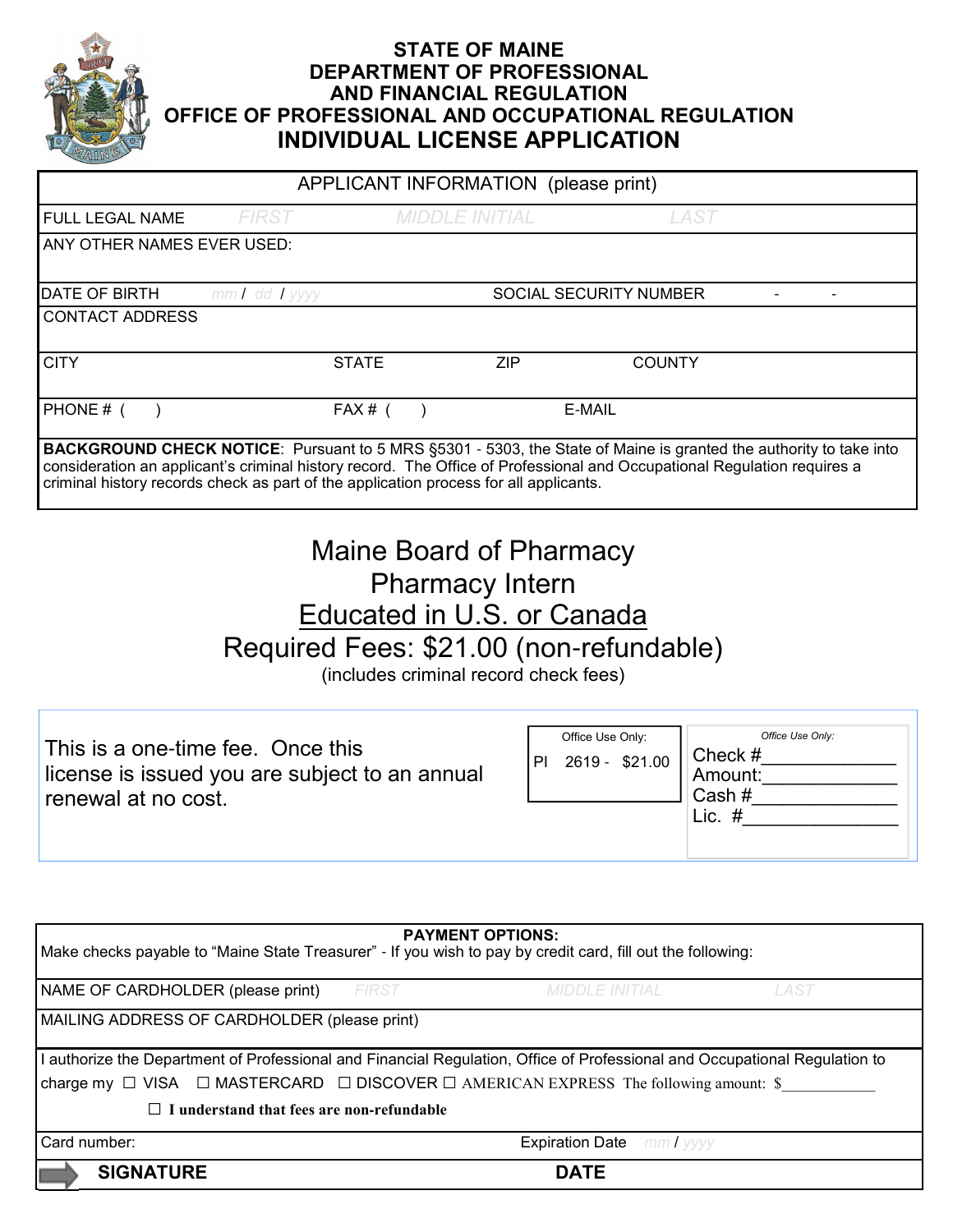# STATE OF MAINE
## DEPARTMENT OF PROFESSIONAL AND FINANCIAL REGULATION
## OFFICE OF PROFESSIONAL AND OCCUPATIONAL REGULATION
## INDIVIDUAL LICENSE APPLICATION

| APPLICANT INFORMATION (please print) | | | |
|---|---|---|---|
| FULL LEGAL NAME | FIRST | MIDDLE INITIAL | LAST |
| ANY OTHER NAMES EVER USED: | | | |
| DATE OF BIRTH mm / dd / yyyy | | SOCIAL SECURITY NUMBER - - | |
| CONTACT ADDRESS | | | |
| CITY | STATE | ZIP | COUNTY |
| PHONE # ( ) | FAX # ( ) | E-MAIL | |

**BACKGROUND CHECK NOTICE**: Pursuant to 5 MRS §5301 - 5303, the State of Maine is granted the authority to take into consideration an applicant's criminal history record. The Office of Professional and Occupational Regulation requires a criminal history records check as part of the application process for all applicants.

# Maine Board of Pharmacy
## Pharmacy Intern
## Educated in U.S. or Canada
## Required Fees: $21.00 (non-refundable)

(includes criminal record check fees)

This is a one-time fee. Once this license is issued you are subject to an annual renewal at no cost.

Office Use Only:
PI 2619 - $21.00

*Office Use Only:*
Check #______________
Amount:______________
Cash #______________
Lic. #______________

**PAYMENT OPTIONS:**
Make checks payable to "Maine State Treasurer" - If you wish to pay by credit card, fill out the following:

| NAME OF CARDHOLDER (please print) | FIRST | MIDDLE INITIAL | LAST |
|---|---|---|---|
| MAILING ADDRESS OF CARDHOLDER (please print) | | | |

I authorize the Department of Professional and Financial Regulation, Office of Professional and Occupational Regulation to charge my ☐ VISA ☐ MASTERCARD ☐ DISCOVER ☐ AMERICAN EXPRESS The following amount: $____________

☐ **I understand that fees are non-refundable**

Card number: Expiration Date mm / yyyy

**SIGNATURE** **DATE**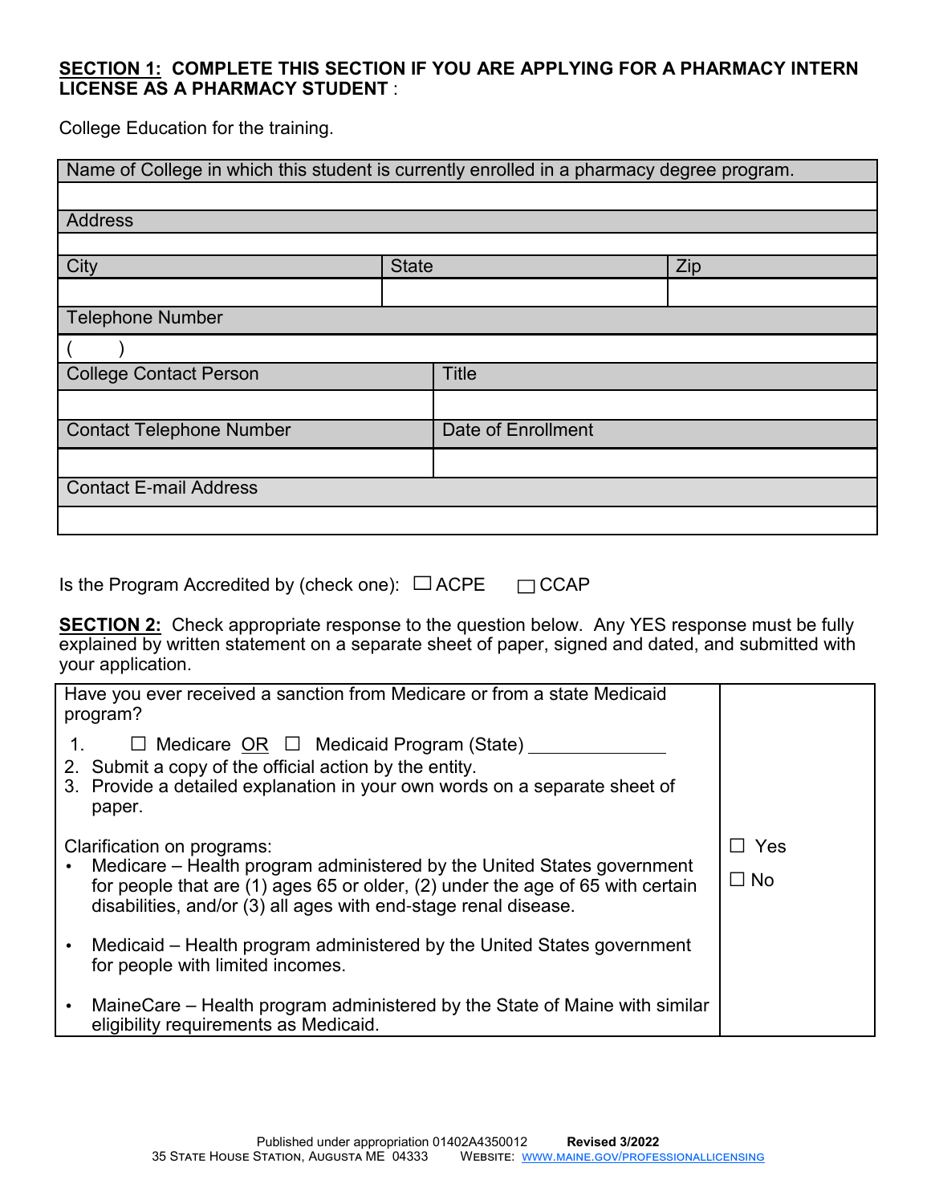**SECTION 1: COMPLETE THIS SECTION IF YOU ARE APPLYING FOR A PHARMACY INTERN LICENSE AS A PHARMACY STUDENT** :

College Education for the training.

| Name of College in which this student is currently enrolled in a pharmacy degree program. | | |
|---|---|---|
| | | |
| Address | | |
| | | |
| City | State | Zip |
| | | |
| Telephone Number | | |
| (        ) | | |
| College Contact Person | Title | |
| | | |
| Contact Telephone Number | Date of Enrollment | |
| | | |
| Contact E-mail Address | | |
| | | |

Is the Program Accredited by (check one): ☐ ACPE ☐ CCAP

**SECTION 2:** Check appropriate response to the question below. Any YES response must be fully explained by written statement on a separate sheet of paper, signed and dated, and submitted with your application.

| Have you ever received a sanction from Medicare or from a state Medicaid program? | |
|---|---|
| 1. ☐ Medicare OR ☐ Medicaid Program (State) ____________<br>2. Submit a copy of the official action by the entity.<br>3. Provide a detailed explanation in your own words on a separate sheet of paper.<br><br>Clarification on programs:<br>• Medicare – Health program administered by the United States government for people that are (1) ages 65 or older, (2) under the age of 65 with certain disabilities, and/or (3) all ages with end-stage renal disease.<br>• Medicaid – Health program administered by the United States government for people with limited incomes.<br>• MaineCare – Health program administered by the State of Maine with similar eligibility requirements as Medicaid. | ☐ Yes<br>☐ No |

Published under appropriation 01402A4350012 **Revised 3/2022**
35 State House Station, Augusta ME 04333 Website: www.maine.gov/professionallicensing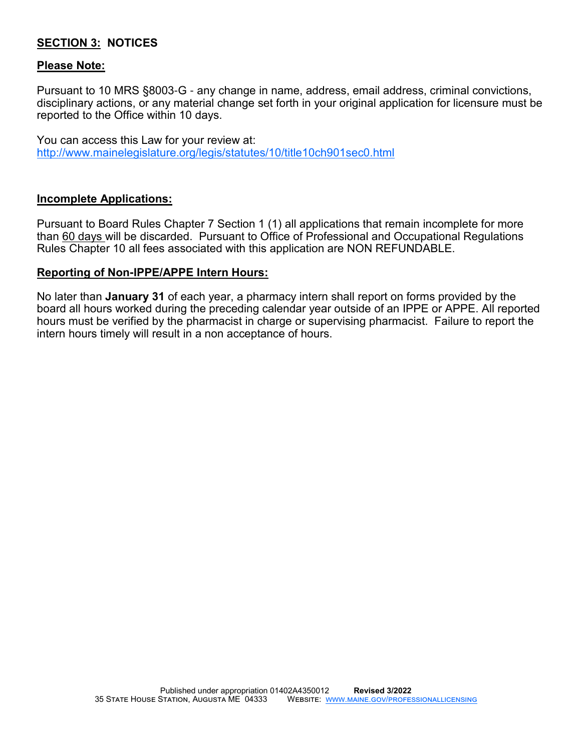## **SECTION 3: NOTICES**

### **Please Note:**

Pursuant to 10 MRS §8003-G - any change in name, address, email address, criminal convictions, disciplinary actions, or any material change set forth in your original application for licensure must be reported to the Office within 10 days.

You can access this Law for your review at:
http://www.mainelegislature.org/legis/statutes/10/title10ch901sec0.html

### **Incomplete Applications:**

Pursuant to Board Rules Chapter 7 Section 1 (1) all applications that remain incomplete for more than 60 days will be discarded. Pursuant to Office of Professional and Occupational Regulations Rules Chapter 10 all fees associated with this application are NON REFUNDABLE.

### **Reporting of Non-IPPE/APPE Intern Hours:**

No later than **January 31** of each year, a pharmacy intern shall report on forms provided by the board all hours worked during the preceding calendar year outside of an IPPE or APPE. All reported hours must be verified by the pharmacist in charge or supervising pharmacist. Failure to report the intern hours timely will result in a non acceptance of hours.

Published under appropriation 01402A4350012 **Revised 3/2022**
35 State House Station, Augusta ME 04333 Website: www.maine.gov/professionallicensing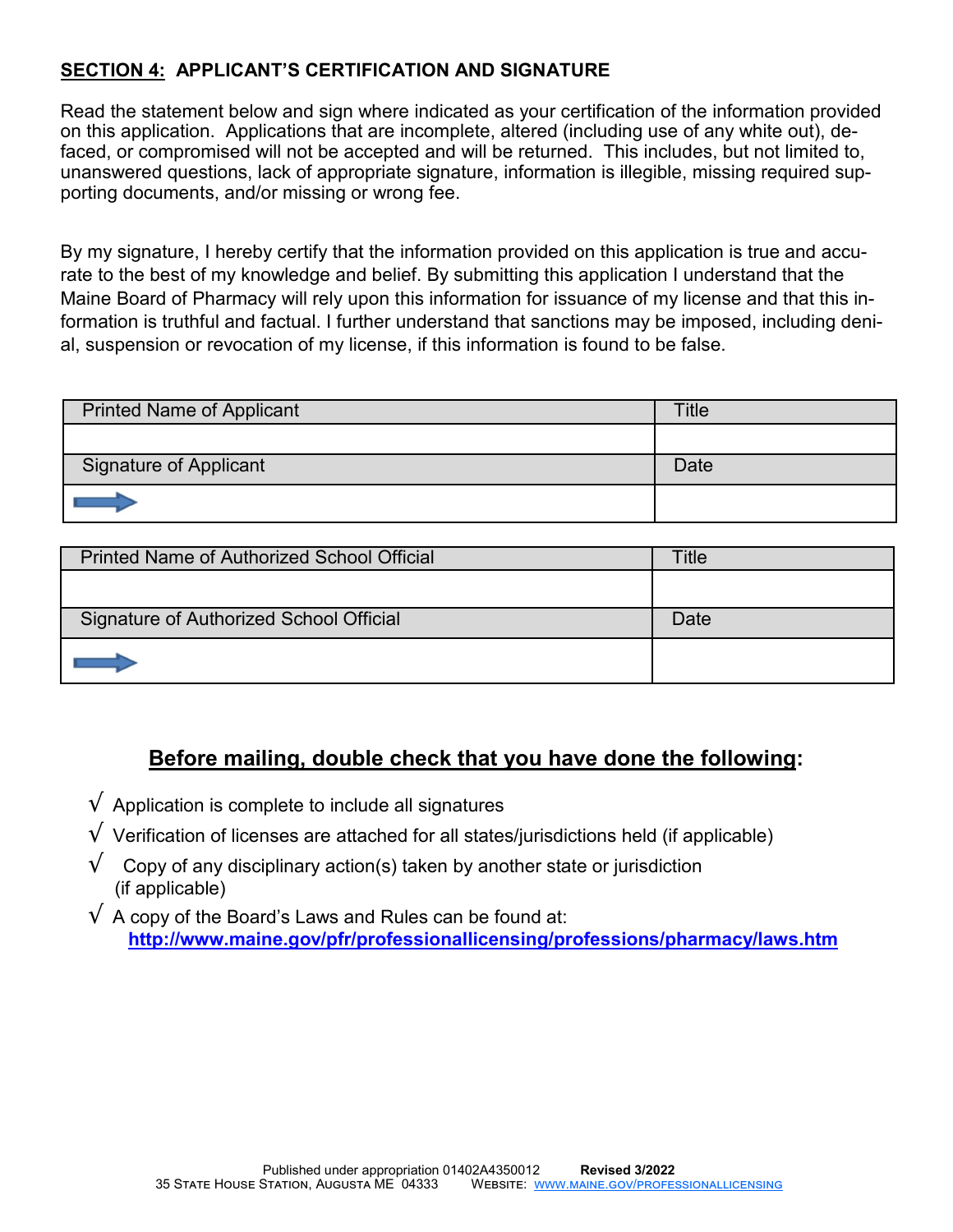## **SECTION 4:** APPLICANT'S CERTIFICATION AND SIGNATURE

Read the statement below and sign where indicated as your certification of the information provided on this application. Applications that are incomplete, altered (including use of any white out), defaced, or compromised will not be accepted and will be returned. This includes, but not limited to, unanswered questions, lack of appropriate signature, information is illegible, missing required supporting documents, and/or missing or wrong fee.

By my signature, I hereby certify that the information provided on this application is true and accurate to the best of my knowledge and belief. By submitting this application I understand that the Maine Board of Pharmacy will rely upon this information for issuance of my license and that this information is truthful and factual. I further understand that sanctions may be imposed, including denial, suspension or revocation of my license, if this information is found to be false.

| Printed Name of Applicant | Title |
|---|---|
| | |
| Signature of Applicant | Date |
| ➡ | |

| Printed Name of Authorized School Official | Title |
|---|---|
| | |
| Signature of Authorized School Official | Date |
| ➡ | |

## Before mailing, double check that you have done the following:

- √ Application is complete to include all signatures
- √ Verification of licenses are attached for all states/jurisdictions held (if applicable)
- √ Copy of any disciplinary action(s) taken by another state or jurisdiction (if applicable)
- √ A copy of the Board's Laws and Rules can be found at: **http://www.maine.gov/pfr/professionallicensing/professions/pharmacy/laws.htm**

Published under appropriation 01402A4350012 **Revised 3/2022**
35 State House Station, Augusta ME 04333 Website: www.maine.gov/professionallicensing